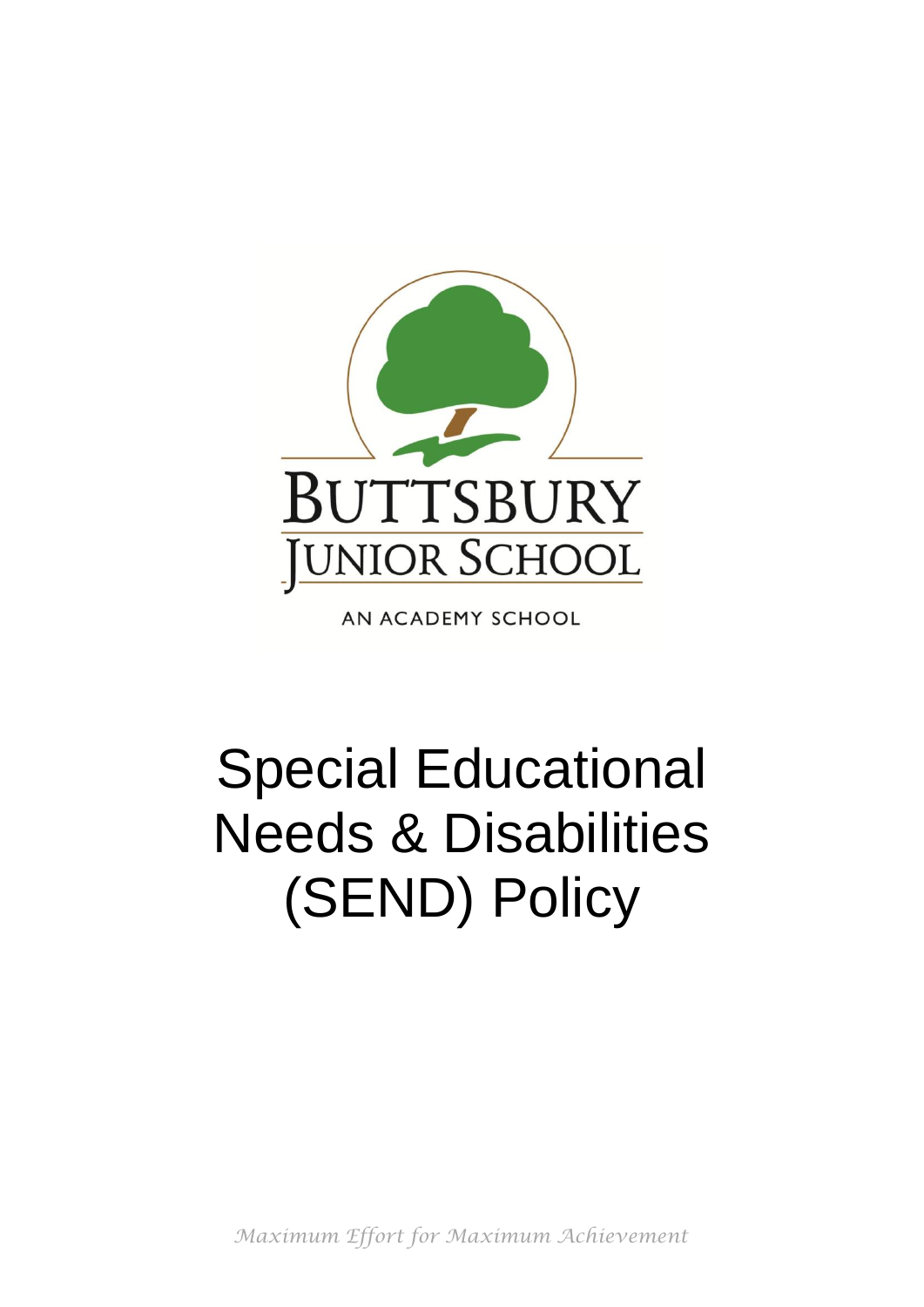BUTTSBURY

JUNIOR SCHOOL

AN ACADEMY SCHOOL

# Special Educational Needs & Disabilities (SEND) Policy

*Maximum Effort for Maximum Achievement*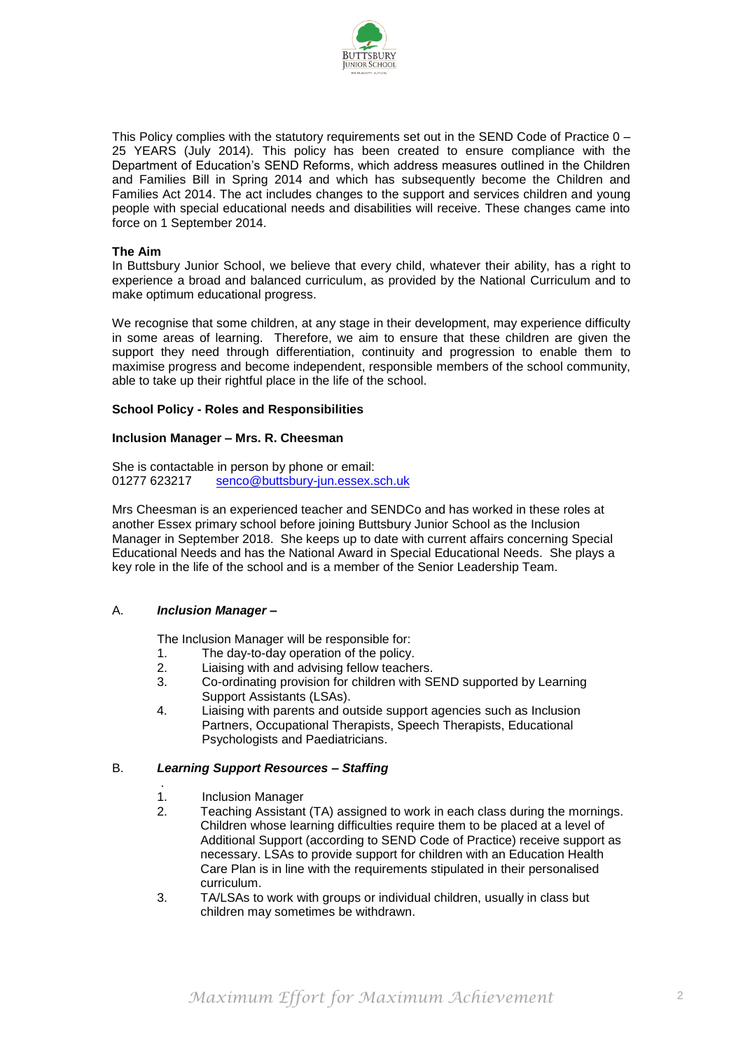This Policy complies with the statutory requirements set out in the SEND Code of Practice 0 – 25 YEARS (July 2014). This policy has been created to ensure compliance with the Department of Education's SEND Reforms, which address measures outlined in the Children and Families Bill in Spring 2014 and which has subsequently become the Children and Families Act 2014. The act includes changes to the support and services children and young people with special educational needs and disabilities will receive. These changes came into force on 1 September 2014.

**The Aim**

In Buttsbury Junior School, we believe that every child, whatever their ability, has a right to experience a broad and balanced curriculum, as provided by the National Curriculum and to make optimum educational progress.

We recognise that some children, at any stage in their development, may experience difficulty in some areas of learning. Therefore, we aim to ensure that these children are given the support they need through differentiation, continuity and progression to enable them to maximise progress and become independent, responsible members of the school community, able to take up their rightful place in the life of the school.

**School Policy - Roles and Responsibilities**

**Inclusion Manager – Mrs. R. Cheesman**

She is contactable in person by phone or email:
01277 623217 senco@buttsbury-jun.essex.sch.uk

Mrs Cheesman is an experienced teacher and SENDCo and has worked in these roles at another Essex primary school before joining Buttsbury Junior School as the Inclusion Manager in September 2018. She keeps up to date with current affairs concerning Special Educational Needs and has the National Award in Special Educational Needs. She plays a key role in the life of the school and is a member of the Senior Leadership Team.

A. ***Inclusion Manager –***

The Inclusion Manager will be responsible for:

1. The day-to-day operation of the policy.
2. Liaising with and advising fellow teachers.
3. Co-ordinating provision for children with SEND supported by Learning Support Assistants (LSAs).
4. Liaising with parents and outside support agencies such as Inclusion Partners, Occupational Therapists, Speech Therapists, Educational Psychologists and Paediatricians.

B. ***Learning Support Resources – Staffing***

1. Inclusion Manager
2. Teaching Assistant (TA) assigned to work in each class during the mornings. Children whose learning difficulties require them to be placed at a level of Additional Support (according to SEND Code of Practice) receive support as necessary. LSAs to provide support for children with an Education Health Care Plan is in line with the requirements stipulated in their personalised curriculum.
3. TA/LSAs to work with groups or individual children, usually in class but children may sometimes be withdrawn.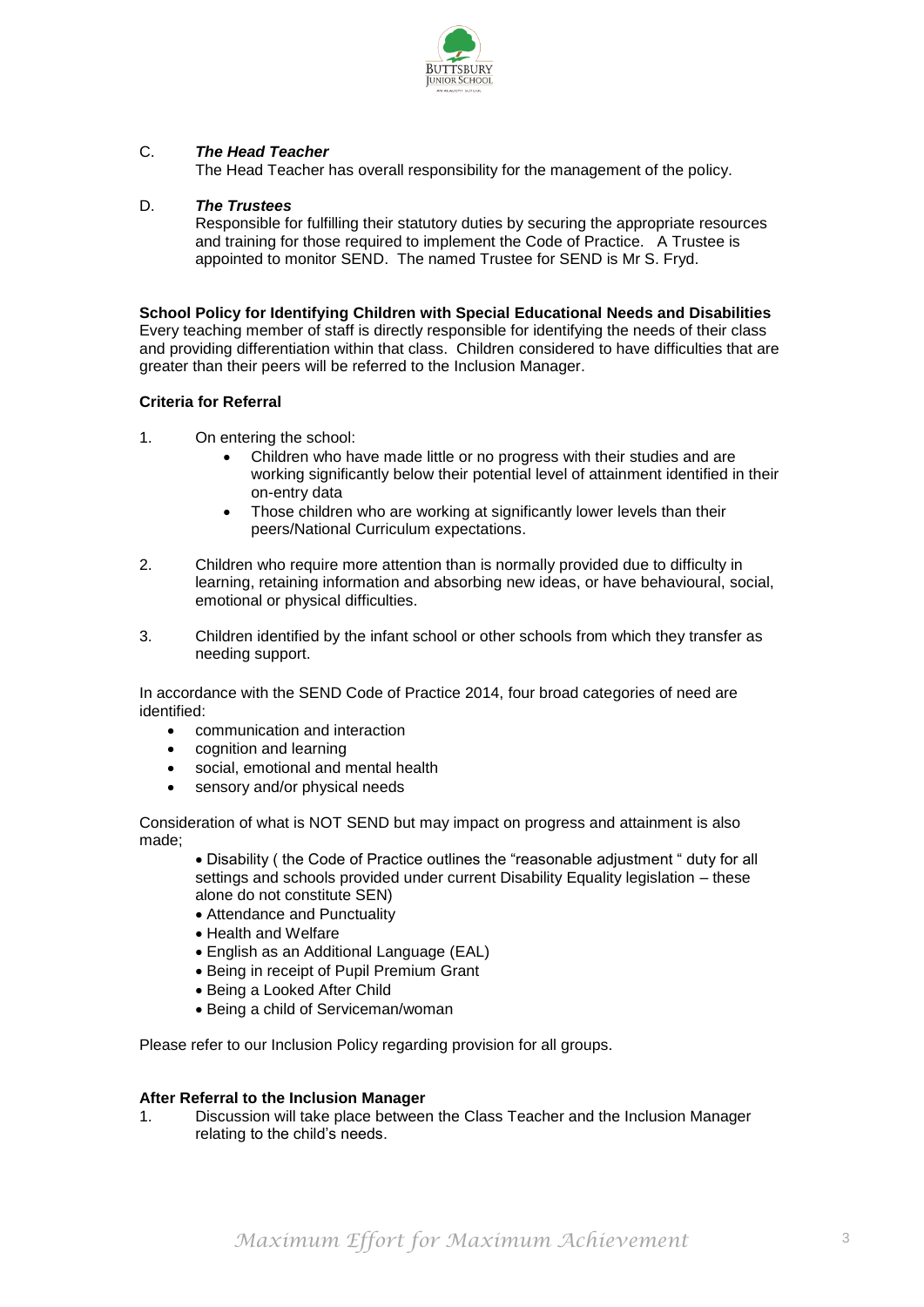C. ***The Head Teacher***

The Head Teacher has overall responsibility for the management of the policy.

D. ***The Trustees***

Responsible for fulfilling their statutory duties by securing the appropriate resources and training for those required to implement the Code of Practice. A Trustee is appointed to monitor SEND. The named Trustee for SEND is Mr S. Fryd.

**School Policy for Identifying Children with Special Educational Needs and Disabilities**

Every teaching member of staff is directly responsible for identifying the needs of their class and providing differentiation within that class. Children considered to have difficulties that are greater than their peers will be referred to the Inclusion Manager.

**Criteria for Referral**

1. On entering the school:
   - Children who have made little or no progress with their studies and are working significantly below their potential level of attainment identified in their on-entry data
   - Those children who are working at significantly lower levels than their peers/National Curriculum expectations.

2. Children who require more attention than is normally provided due to difficulty in learning, retaining information and absorbing new ideas, or have behavioural, social, emotional or physical difficulties.

3. Children identified by the infant school or other schools from which they transfer as needing support.

In accordance with the SEND Code of Practice 2014, four broad categories of need are identified:

- communication and interaction
- cognition and learning
- social, emotional and mental health
- sensory and/or physical needs

Consideration of what is NOT SEND but may impact on progress and attainment is also made;

- Disability ( the Code of Practice outlines the "reasonable adjustment " duty for all settings and schools provided under current Disability Equality legislation – these alone do not constitute SEN)
- Attendance and Punctuality
- Health and Welfare
- English as an Additional Language (EAL)
- Being in receipt of Pupil Premium Grant
- Being a Looked After Child
- Being a child of Serviceman/woman

Please refer to our Inclusion Policy regarding provision for all groups.

**After Referral to the Inclusion Manager**

1. Discussion will take place between the Class Teacher and the Inclusion Manager relating to the child's needs.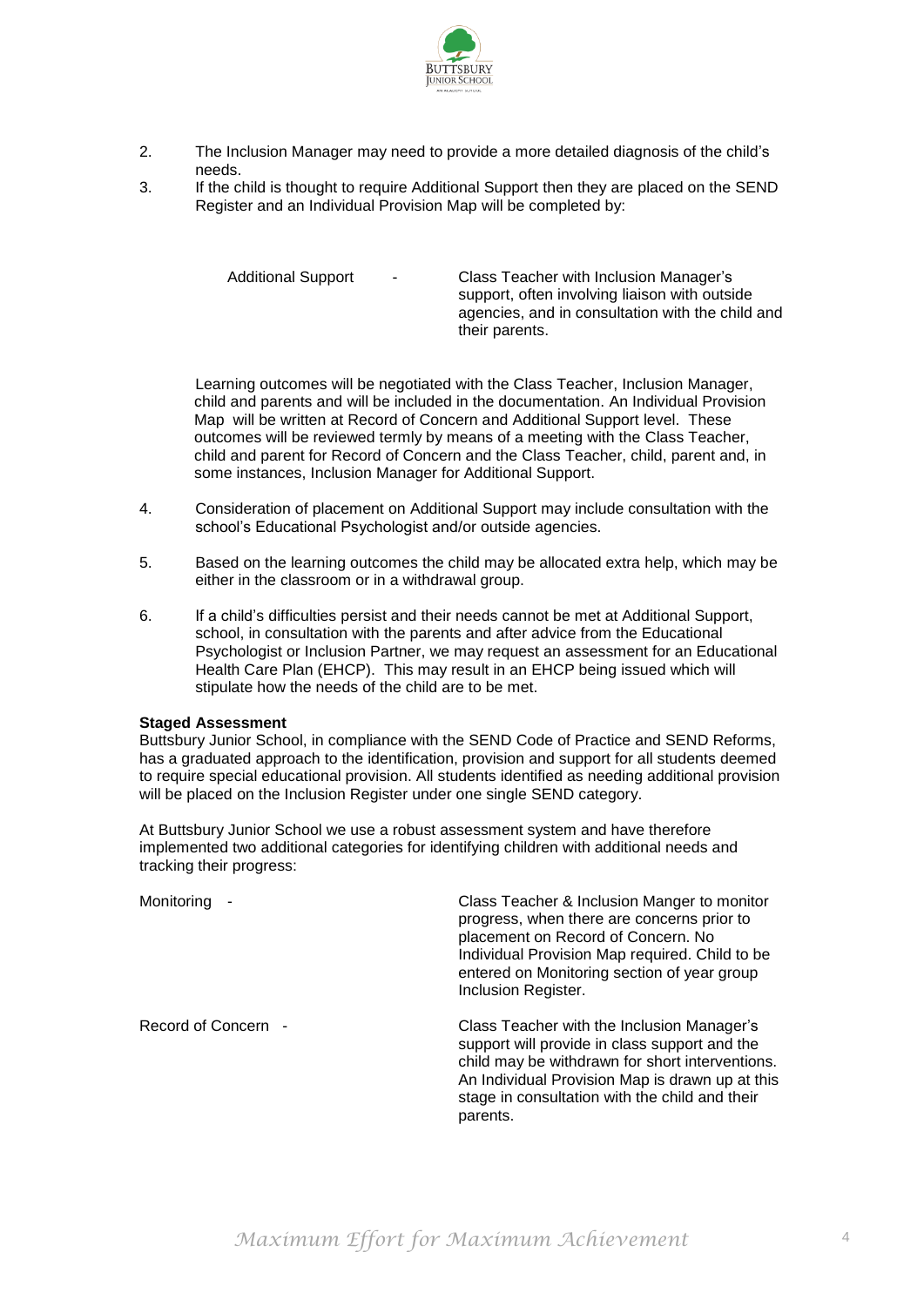2. The Inclusion Manager may need to provide a more detailed diagnosis of the child's needs.
3. If the child is thought to require Additional Support then they are placed on the SEND Register and an Individual Provision Map will be completed by:

| | | |
|---|---|---|
| Additional Support | - | Class Teacher with Inclusion Manager's support, often involving liaison with outside agencies, and in consultation with the child and their parents. |

   Learning outcomes will be negotiated with the Class Teacher, Inclusion Manager, child and parents and will be included in the documentation. An Individual Provision Map will be written at Record of Concern and Additional Support level. These outcomes will be reviewed termly by means of a meeting with the Class Teacher, child and parent for Record of Concern and the Class Teacher, child, parent and, in some instances, Inclusion Manager for Additional Support.

4. Consideration of placement on Additional Support may include consultation with the school's Educational Psychologist and/or outside agencies.
5. Based on the learning outcomes the child may be allocated extra help, which may be either in the classroom or in a withdrawal group.
6. If a child's difficulties persist and their needs cannot be met at Additional Support, school, in consultation with the parents and after advice from the Educational Psychologist or Inclusion Partner, we may request an assessment for an Educational Health Care Plan (EHCP). This may result in an EHCP being issued which will stipulate how the needs of the child are to be met.

**Staged Assessment**

Buttsbury Junior School, in compliance with the SEND Code of Practice and SEND Reforms, has a graduated approach to the identification, provision and support for all students deemed to require special educational provision. All students identified as needing additional provision will be placed on the Inclusion Register under one single SEND category.

At Buttsbury Junior School we use a robust assessment system and have therefore implemented two additional categories for identifying children with additional needs and tracking their progress:

| | |
|---|---|
| Monitoring - | Class Teacher & Inclusion Manger to monitor progress, when there are concerns prior to placement on Record of Concern. No Individual Provision Map required. Child to be entered on Monitoring section of year group Inclusion Register. |
| Record of Concern - | Class Teacher with the Inclusion Manager's support will provide in class support and the child may be withdrawn for short interventions. An Individual Provision Map is drawn up at this stage in consultation with the child and their parents. |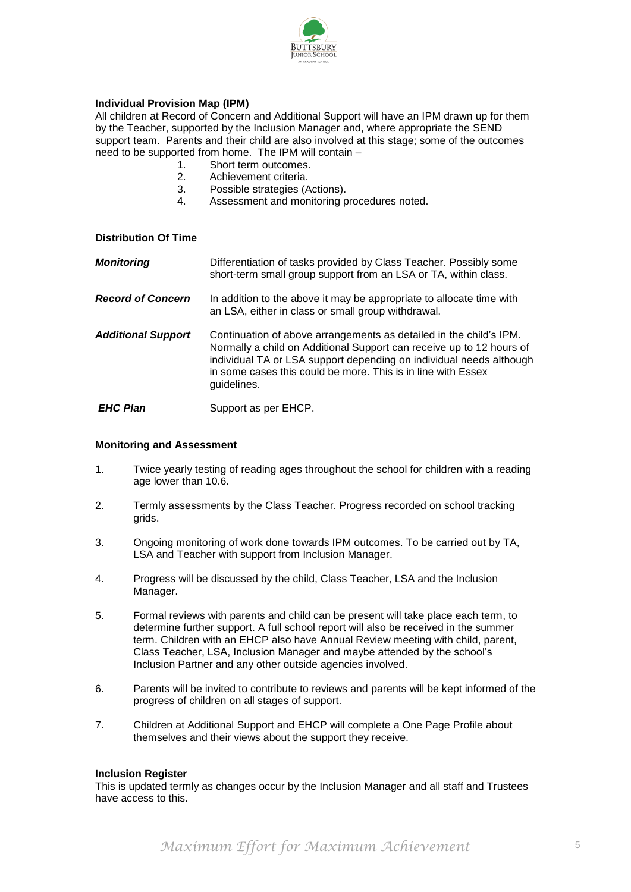**Individual Provision Map (IPM)**

All children at Record of Concern and Additional Support will have an IPM drawn up for them by the Teacher, supported by the Inclusion Manager and, where appropriate the SEND support team. Parents and their child are also involved at this stage; some of the outcomes need to be supported from home. The IPM will contain –

1. Short term outcomes.
2. Achievement criteria.
3. Possible strategies (Actions).
4. Assessment and monitoring procedures noted.

**Distribution Of Time**

| | |
|---|---|
| ***Monitoring*** | Differentiation of tasks provided by Class Teacher. Possibly some short-term small group support from an LSA or TA, within class. |
| ***Record of Concern*** | In addition to the above it may be appropriate to allocate time with an LSA, either in class or small group withdrawal. |
| ***Additional Support*** | Continuation of above arrangements as detailed in the child's IPM. Normally a child on Additional Support can receive up to 12 hours of individual TA or LSA support depending on individual needs although in some cases this could be more. This is in line with Essex guidelines. |
| ***EHC Plan*** | Support as per EHCP. |

**Monitoring and Assessment**

1. Twice yearly testing of reading ages throughout the school for children with a reading age lower than 10.6.
2. Termly assessments by the Class Teacher. Progress recorded on school tracking grids.
3. Ongoing monitoring of work done towards IPM outcomes. To be carried out by TA, LSA and Teacher with support from Inclusion Manager.
4. Progress will be discussed by the child, Class Teacher, LSA and the Inclusion Manager.
5. Formal reviews with parents and child can be present will take place each term, to determine further support. A full school report will also be received in the summer term. Children with an EHCP also have Annual Review meeting with child, parent, Class Teacher, LSA, Inclusion Manager and maybe attended by the school's Inclusion Partner and any other outside agencies involved.
6. Parents will be invited to contribute to reviews and parents will be kept informed of the progress of children on all stages of support.
7. Children at Additional Support and EHCP will complete a One Page Profile about themselves and their views about the support they receive.

**Inclusion Register**

This is updated termly as changes occur by the Inclusion Manager and all staff and Trustees have access to this.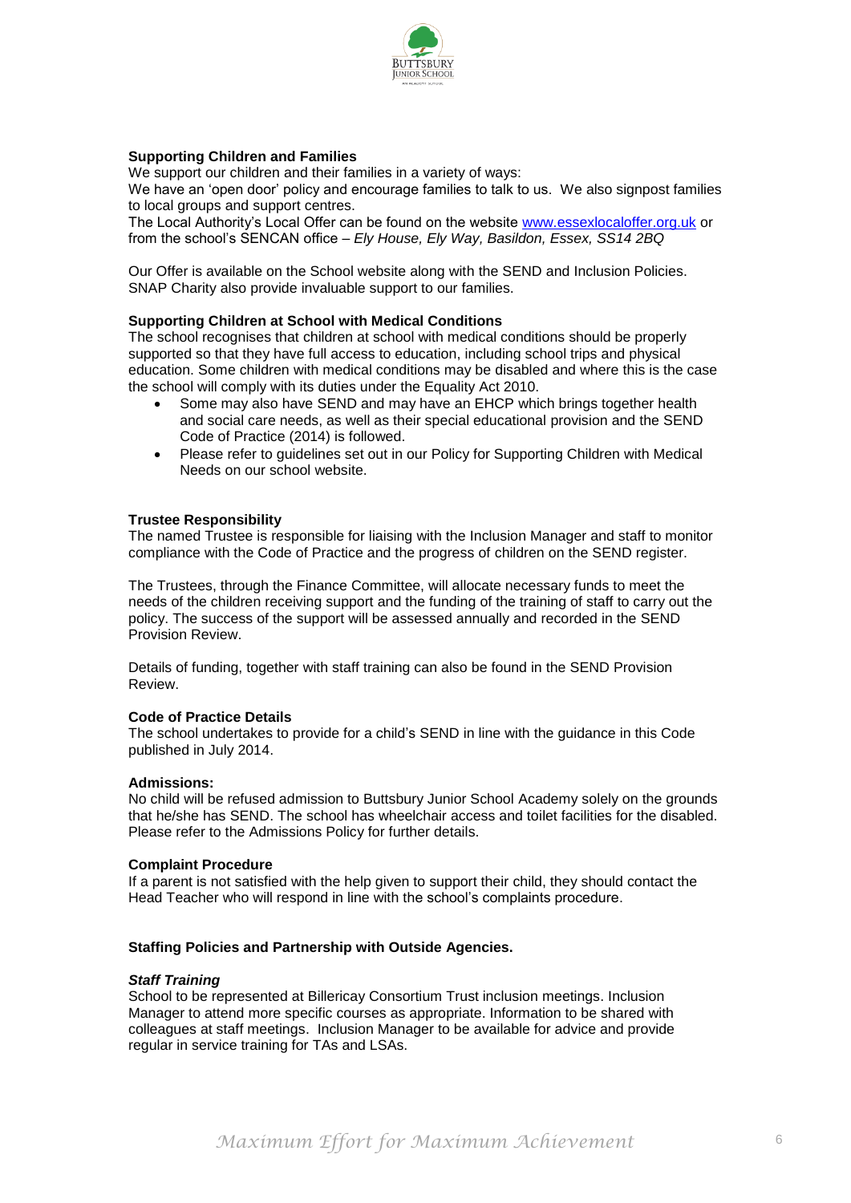**Supporting Children and Families**

We support our children and their families in a variety of ways:

We have an 'open door' policy and encourage families to talk to us. We also signpost families to local groups and support centres.

The Local Authority's Local Offer can be found on the website [www.essexlocaloffer.org.uk](http://www.essexlocaloffer.org.uk) or from the school's SENCAN office – *Ely House, Ely Way, Basildon, Essex, SS14 2BQ*

Our Offer is available on the School website along with the SEND and Inclusion Policies. SNAP Charity also provide invaluable support to our families.

**Supporting Children at School with Medical Conditions**

The school recognises that children at school with medical conditions should be properly supported so that they have full access to education, including school trips and physical education. Some children with medical conditions may be disabled and where this is the case the school will comply with its duties under the Equality Act 2010.

- Some may also have SEND and may have an EHCP which brings together health and social care needs, as well as their special educational provision and the SEND Code of Practice (2014) is followed.
- Please refer to guidelines set out in our Policy for Supporting Children with Medical Needs on our school website.

**Trustee Responsibility**

The named Trustee is responsible for liaising with the Inclusion Manager and staff to monitor compliance with the Code of Practice and the progress of children on the SEND register.

The Trustees, through the Finance Committee, will allocate necessary funds to meet the needs of the children receiving support and the funding of the training of staff to carry out the policy. The success of the support will be assessed annually and recorded in the SEND Provision Review.

Details of funding, together with staff training can also be found in the SEND Provision Review.

**Code of Practice Details**

The school undertakes to provide for a child's SEND in line with the guidance in this Code published in July 2014.

**Admissions:**

No child will be refused admission to Buttsbury Junior School Academy solely on the grounds that he/she has SEND. The school has wheelchair access and toilet facilities for the disabled. Please refer to the Admissions Policy for further details.

**Complaint Procedure**

If a parent is not satisfied with the help given to support their child, they should contact the Head Teacher who will respond in line with the school's complaints procedure.

**Staffing Policies and Partnership with Outside Agencies.**

***Staff Training***

School to be represented at Billericay Consortium Trust inclusion meetings. Inclusion Manager to attend more specific courses as appropriate. Information to be shared with colleagues at staff meetings. Inclusion Manager to be available for advice and provide regular in service training for TAs and LSAs.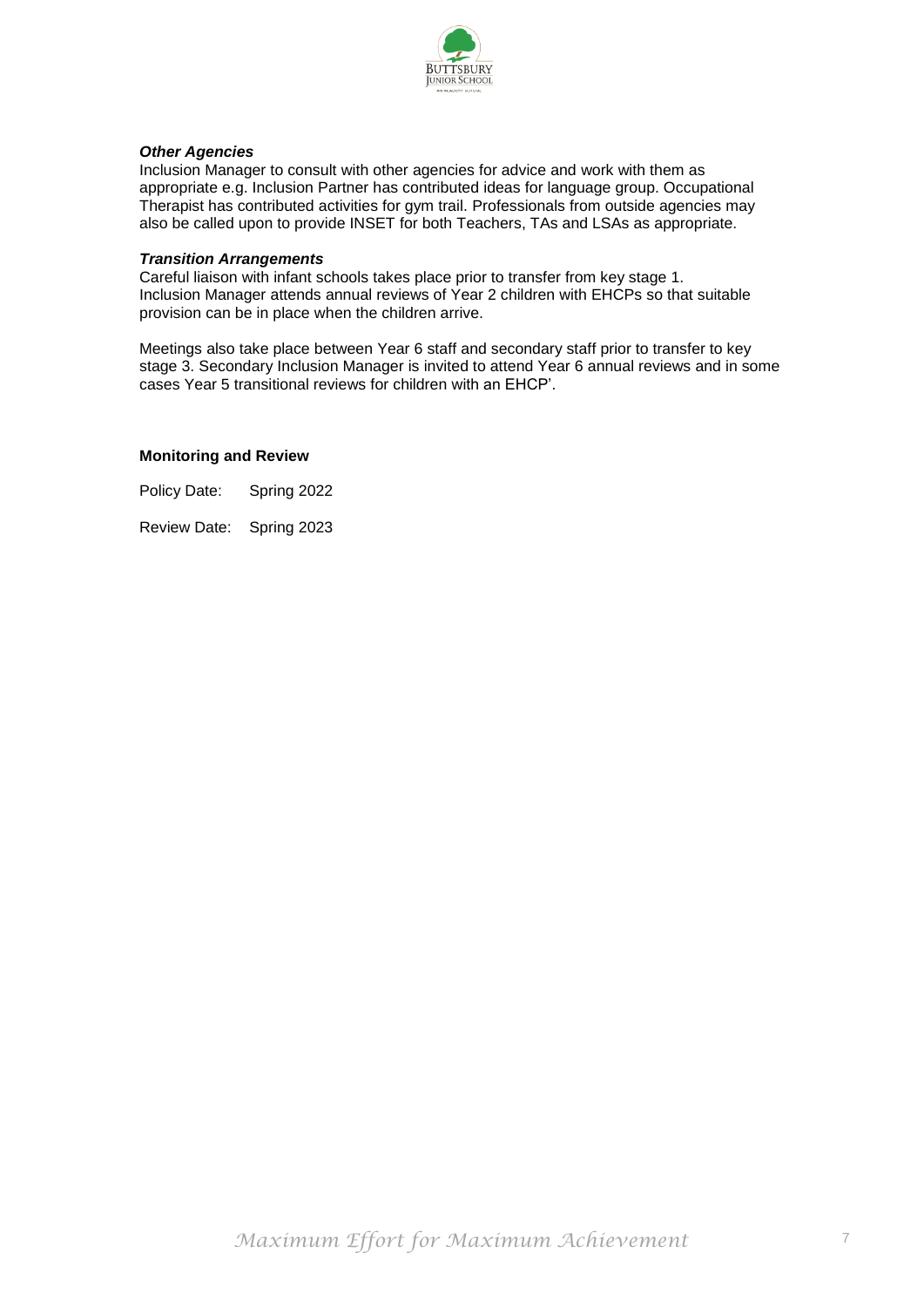***Other Agencies***
Inclusion Manager to consult with other agencies for advice and work with them as appropriate e.g. Inclusion Partner has contributed ideas for language group. Occupational Therapist has contributed activities for gym trail. Professionals from outside agencies may also be called upon to provide INSET for both Teachers, TAs and LSAs as appropriate.

***Transition Arrangements***
Careful liaison with infant schools takes place prior to transfer from key stage 1. Inclusion Manager attends annual reviews of Year 2 children with EHCPs so that suitable provision can be in place when the children arrive.

Meetings also take place between Year 6 staff and secondary staff prior to transfer to key stage 3. Secondary Inclusion Manager is invited to attend Year 6 annual reviews and in some cases Year 5 transitional reviews for children with an EHCP'.

**Monitoring and Review**

Policy Date: Spring 2022

Review Date: Spring 2023